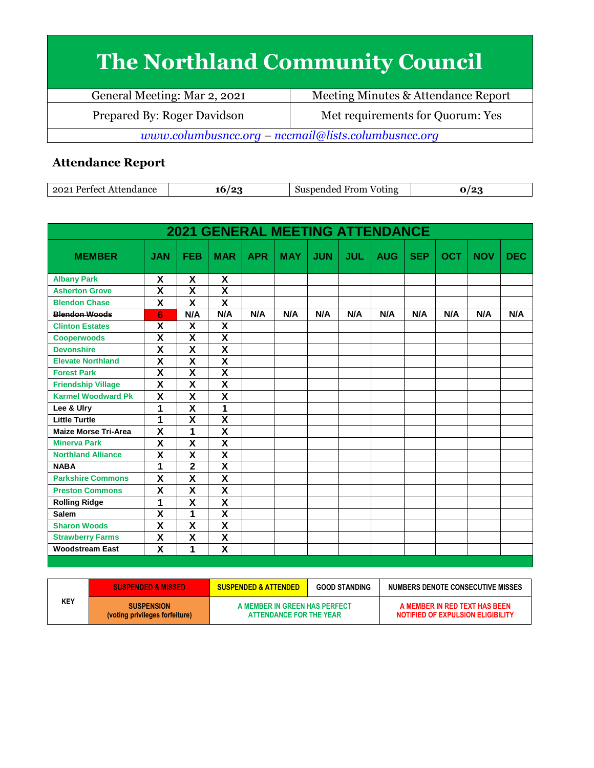# The Northland Community Council

| General Meeting: Mar 2, 2021 | Meeting Minutes & Attendance Report |
|---|---|
| Prepared By: Roger Davidson | Met requirements for Quorum: Yes |

*www.columbusncc.org – nccmail@lists.columbusncc.org*

## Attendance Report

| 2021 Perfect Attendance | 16/23 | Suspended From Voting | 0/23 |
|---|---|---|---|

| 2021 GENERAL MEETING ATTENDANCE | | | | | | | | | | | | |
|---|---|---|---|---|---|---|---|---|---|---|---|---|
| **MEMBER** | **JAN** | **FEB** | **MAR** | **APR** | **MAY** | **JUN** | **JUL** | **AUG** | **SEP** | **OCT** | **NOV** | **DEC** |
| Albany Park | X | X | X | | | | | | | | | |
| Asherton Grove | X | X | X | | | | | | | | | |
| Blendon Chase | X | X | X | | | | | | | | | |
| ~~Blendon Woods~~ | 6 | N/A | N/A | N/A | N/A | N/A | N/A | N/A | N/A | N/A | N/A | N/A |
| Clinton Estates | X | X | X | | | | | | | | | |
| Cooperwoods | X | X | X | | | | | | | | | |
| Devonshire | X | X | X | | | | | | | | | |
| Elevate Northland | X | X | X | | | | | | | | | |
| Forest Park | X | X | X | | | | | | | | | |
| Friendship Village | X | X | X | | | | | | | | | |
| Karmel Woodward Pk | X | X | X | | | | | | | | | |
| Lee & Ulry | 1 | X | 1 | | | | | | | | | |
| Little Turtle | 1 | X | X | | | | | | | | | |
| Maize Morse Tri-Area | X | 1 | X | | | | | | | | | |
| Minerva Park | X | X | X | | | | | | | | | |
| Northland Alliance | X | X | X | | | | | | | | | |
| NABA | 1 | 2 | X | | | | | | | | | |
| Parkshire Commons | X | X | X | | | | | | | | | |
| Preston Commons | X | X | X | | | | | | | | | |
| Rolling Ridge | 1 | X | X | | | | | | | | | |
| Salem | X | 1 | X | | | | | | | | | |
| Sharon Woods | X | X | X | | | | | | | | | |
| Strawberry Farms | X | X | X | | | | | | | | | |
| Woodstream East | X | 1 | X | | | | | | | | | |

| KEY | SUSPENDED & MISSED | SUSPENDED & ATTENDED | GOOD STANDING | NUMBERS DENOTE CONSECUTIVE MISSES |
|---|---|---|---|---|
| | SUSPENSION (voting privileges forfeiture) | A MEMBER IN GREEN HAS PERFECT ATTENDANCE FOR THE YEAR | | A MEMBER IN RED TEXT HAS BEEN NOTIFIED OF EXPULSION ELIGIBILITY |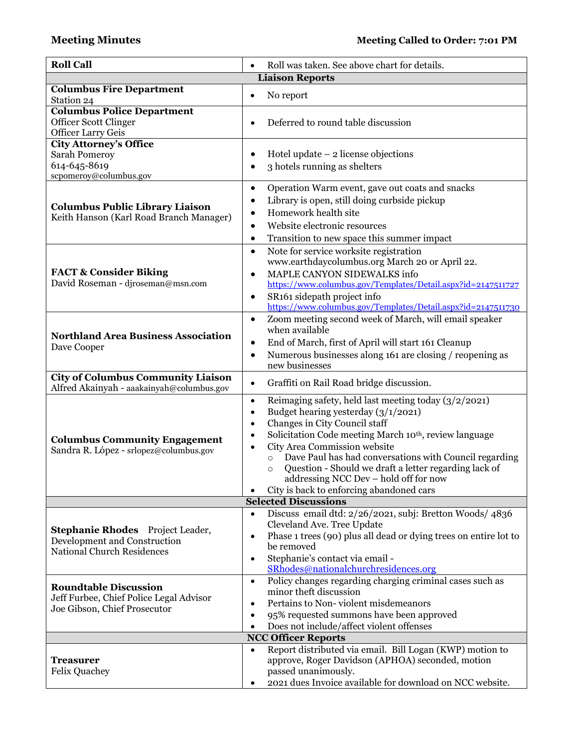**Meeting Minutes** **Meeting Called to Order: 7:01 PM**

| **Roll Call** | • Roll was taken. See above chart for details. |
|---|---|
| **Liaison Reports** | |
| **Columbus Fire Department**<br>Station 24 | • No report |
| **Columbus Police Department**<br>Officer Scott Clinger<br>Officer Larry Geis | • Deferred to round table discussion |
| **City Attorney's Office**<br>Sarah Pomeroy<br>614-645-8619<br>scpomeroy@columbus.gov | • Hotel update – 2 license objections<br>• 3 hotels running as shelters |
| **Columbus Public Library Liaison**<br>Keith Hanson (Karl Road Branch Manager) | • Operation Warm event, gave out coats and snacks<br>• Library is open, still doing curbside pickup<br>• Homework health site<br>• Website electronic resources<br>• Transition to new space this summer impact |
| **FACT & Consider Biking**<br>David Roseman - djroseman@msn.com | • Note for service worksite registration www.earthdaycolumbus.org March 20 or April 22.<br>• MAPLE CANYON SIDEWALKS info https://www.columbus.gov/Templates/Detail.aspx?id=2147511727<br>• SR161 sidepath project info https://www.columbus.gov/Templates/Detail.aspx?id=2147511730 |
| **Northland Area Business Association**<br>Dave Cooper | • Zoom meeting second week of March, will email speaker when available<br>• End of March, first of April will start 161 Cleanup<br>• Numerous businesses along 161 are closing / reopening as new businesses |
| **City of Columbus Community Liaison**<br>Alfred Akainyah - aaakainyah@columbus.gov | • Graffiti on Rail Road bridge discussion. |
| **Columbus Community Engagement**<br>Sandra R. López - srlopez@columbus.gov | • Reimaging safety, held last meeting today (3/2/2021)<br>• Budget hearing yesterday (3/1/2021)<br>• Changes in City Council staff<br>• Solicitation Code meeting March 10th, review language<br>• City Area Commission website<br>  ○ Dave Paul has had conversations with Council regarding<br>  ○ Question - Should we draft a letter regarding lack of addressing NCC Dev – hold off for now<br>• City is back to enforcing abandoned cars |
| **Selected Discussions** | |
| **Stephanie Rhodes** Project Leader, Development and Construction<br>National Church Residences | • Discuss email dtd: 2/26/2021, subj: Bretton Woods/ 4836 Cleveland Ave. Tree Update<br>• Phase 1 trees (90) plus all dead or dying trees on entire lot to be removed<br>• Stephanie's contact via email - SRhodes@nationalchurchresidences.org |
| **Roundtable Discussion**<br>Jeff Furbee, Chief Police Legal Advisor<br>Joe Gibson, Chief Prosecutor | • Policy changes regarding charging criminal cases such as minor theft discussion<br>• Pertains to Non- violent misdemeanors<br>• 95% requested summons have been approved<br>• Does not include/affect violent offenses |
| **NCC Officer Reports** | |
| **Treasurer**<br>Felix Quachey | • Report distributed via email. Bill Logan (KWP) motion to approve, Roger Davidson (APHOA) seconded, motion passed unanimously.<br>• 2021 dues Invoice available for download on NCC website. |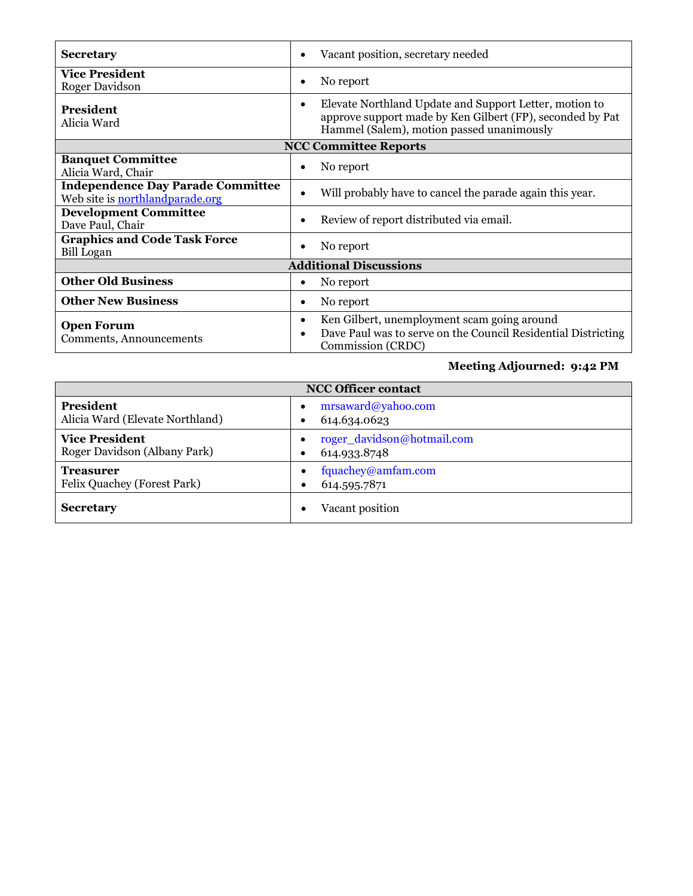| | |
|---|---|
| **Secretary** | • Vacant position, secretary needed |
| **Vice President**<br>Roger Davidson | • No report |
| **President**<br>Alicia Ward | • Elevate Northland Update and Support Letter, motion to approve support made by Ken Gilbert (FP), seconded by Pat Hammel (Salem), motion passed unanimously |
| **NCC Committee Reports** | |
| **Banquet Committee**<br>Alicia Ward, Chair | • No report |
| **Independence Day Parade Committee**<br>Web site is northlandparade.org | • Will probably have to cancel the parade again this year. |
| **Development Committee**<br>Dave Paul, Chair | • Review of report distributed via email. |
| **Graphics and Code Task Force**<br>Bill Logan | • No report |
| **Additional Discussions** | |
| **Other Old Business** | • No report |
| **Other New Business** | • No report |
| **Open Forum**<br>Comments, Announcements | • Ken Gilbert, unemployment scam going around<br>• Dave Paul was to serve on the Council Residential Districting Commission (CRDC) |

**Meeting Adjourned: 9:42 PM**

| **NCC Officer contact** | |
|---|---|
| **President**<br>Alicia Ward (Elevate Northland) | • mrsaward@yahoo.com<br>• 614.634.0623 |
| **Vice President**<br>Roger Davidson (Albany Park) | • roger_davidson@hotmail.com<br>• 614.933.8748 |
| **Treasurer**<br>Felix Quachey (Forest Park) | • fquachey@amfam.com<br>• 614.595.7871 |
| **Secretary** | • Vacant position |